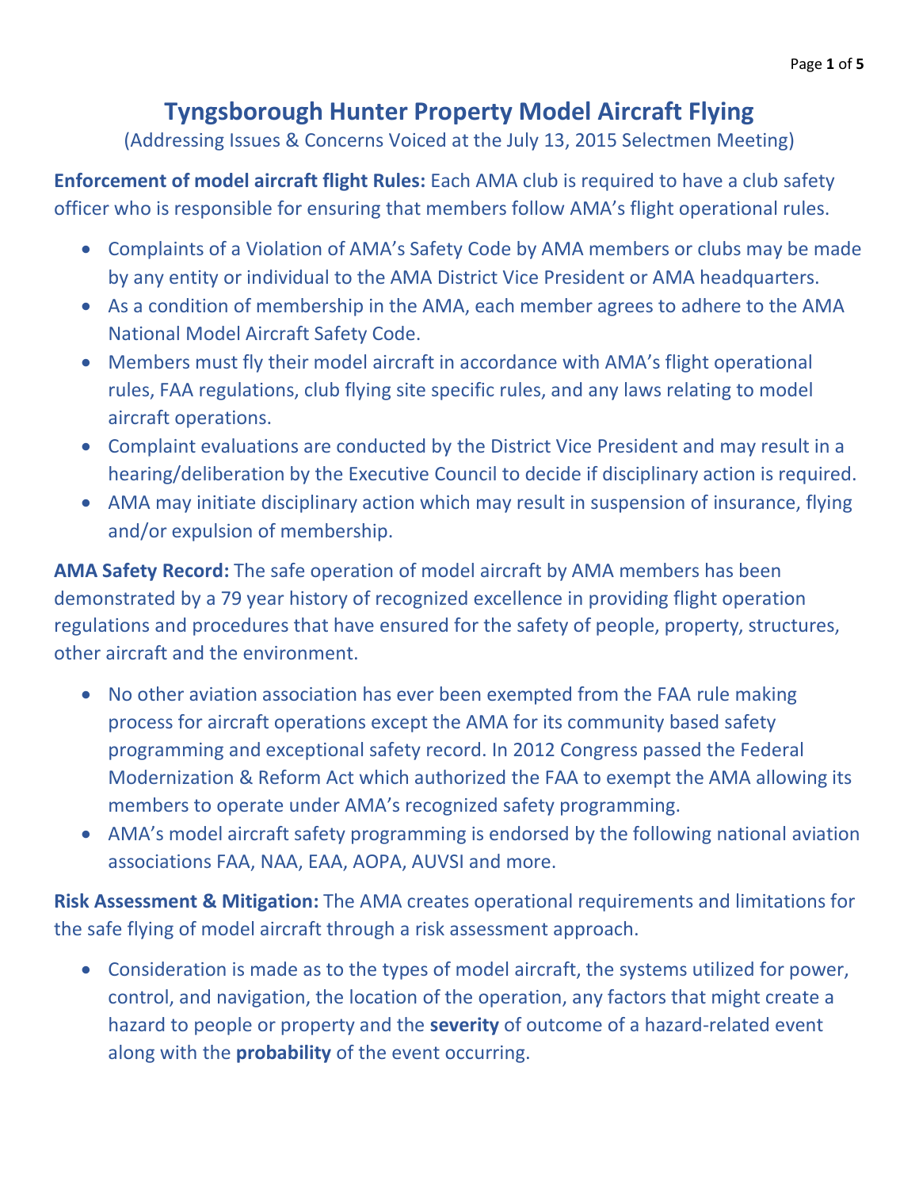# Tyngsborough Hunter Property Model Aircraft Flying

(Addressing Issues & Concerns Voiced at the July 13, 2015 Selectmen Meeting)

**Enforcement of model aircraft flight Rules:** Each AMA club is required to have a club safety officer who is responsible for ensuring that members follow AMA's flight operational rules.

- Complaints of a Violation of AMA's Safety Code by AMA members or clubs may be made by any entity or individual to the AMA District Vice President or AMA headquarters.
- As a condition of membership in the AMA, each member agrees to adhere to the AMA National Model Aircraft Safety Code.
- Members must fly their model aircraft in accordance with AMA's flight operational rules, FAA regulations, club flying site specific rules, and any laws relating to model aircraft operations.
- Complaint evaluations are conducted by the District Vice President and may result in a hearing/deliberation by the Executive Council to decide if disciplinary action is required.
- AMA may initiate disciplinary action which may result in suspension of insurance, flying and/or expulsion of membership.

**AMA Safety Record:** The safe operation of model aircraft by AMA members has been demonstrated by a 79 year history of recognized excellence in providing flight operation regulations and procedures that have ensured for the safety of people, property, structures, other aircraft and the environment.

- No other aviation association has ever been exempted from the FAA rule making process for aircraft operations except the AMA for its community based safety programming and exceptional safety record. In 2012 Congress passed the Federal Modernization & Reform Act which authorized the FAA to exempt the AMA allowing its members to operate under AMA's recognized safety programming.
- AMA's model aircraft safety programming is endorsed by the following national aviation associations FAA, NAA, EAA, AOPA, AUVSI and more.

**Risk Assessment & Mitigation:** The AMA creates operational requirements and limitations for the safe flying of model aircraft through a risk assessment approach.

- Consideration is made as to the types of model aircraft, the systems utilized for power, control, and navigation, the location of the operation, any factors that might create a hazard to people or property and the **severity** of outcome of a hazard-related event along with the **probability** of the event occurring.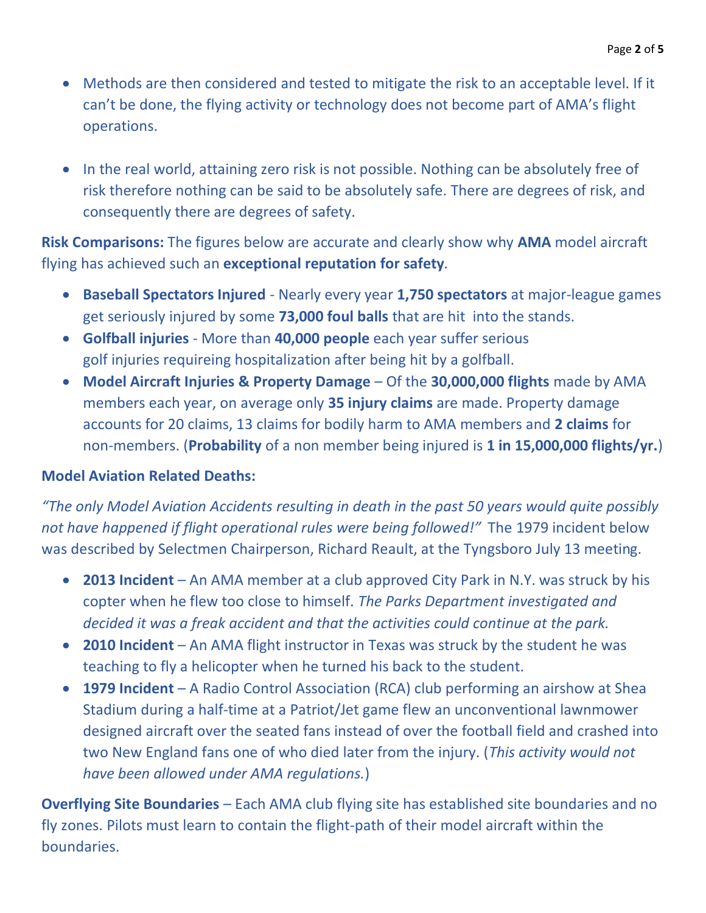- Methods are then considered and tested to mitigate the risk to an acceptable level. If it can't be done, the flying activity or technology does not become part of AMA's flight operations.

- In the real world, attaining zero risk is not possible. Nothing can be absolutely free of risk therefore nothing can be said to be absolutely safe. There are degrees of risk, and consequently there are degrees of safety.

**Risk Comparisons:** The figures below are accurate and clearly show why **AMA** model aircraft flying has achieved such an **exceptional reputation for safety**.

- **Baseball Spectators Injured** - Nearly every year **1,750 spectators** at major-league games get seriously injured by some **73,000 foul balls** that are hit into the stands.
- **Golfball injuries** - More than **40,000 people** each year suffer serious golf injuries requireing hospitalization after being hit by a golfball.
- **Model Aircraft Injuries & Property Damage** – Of the **30,000,000 flights** made by AMA members each year, on average only **35 injury claims** are made. Property damage accounts for 20 claims, 13 claims for bodily harm to AMA members and **2 claims** for non-members. (**Probability** of a non member being injured is **1 in 15,000,000 flights/yr.**)

**Model Aviation Related Deaths:**

*"The only Model Aviation Accidents resulting in death in the past 50 years would quite possibly not have happened if flight operational rules were being followed!"* The 1979 incident below was described by Selectmen Chairperson, Richard Reault, at the Tyngsboro July 13 meeting.

- **2013 Incident** – An AMA member at a club approved City Park in N.Y. was struck by his copter when he flew too close to himself. *The Parks Department investigated and decided it was a freak accident and that the activities could continue at the park.*
- **2010 Incident** – An AMA flight instructor in Texas was struck by the student he was teaching to fly a helicopter when he turned his back to the student.
- **1979 Incident** – A Radio Control Association (RCA) club performing an airshow at Shea Stadium during a half-time at a Patriot/Jet game flew an unconventional lawnmower designed aircraft over the seated fans instead of over the football field and crashed into two New England fans one of who died later from the injury. (*This activity would not have been allowed under AMA regulations.*)

**Overflying Site Boundaries** – Each AMA club flying site has established site boundaries and no fly zones. Pilots must learn to contain the flight-path of their model aircraft within the boundaries.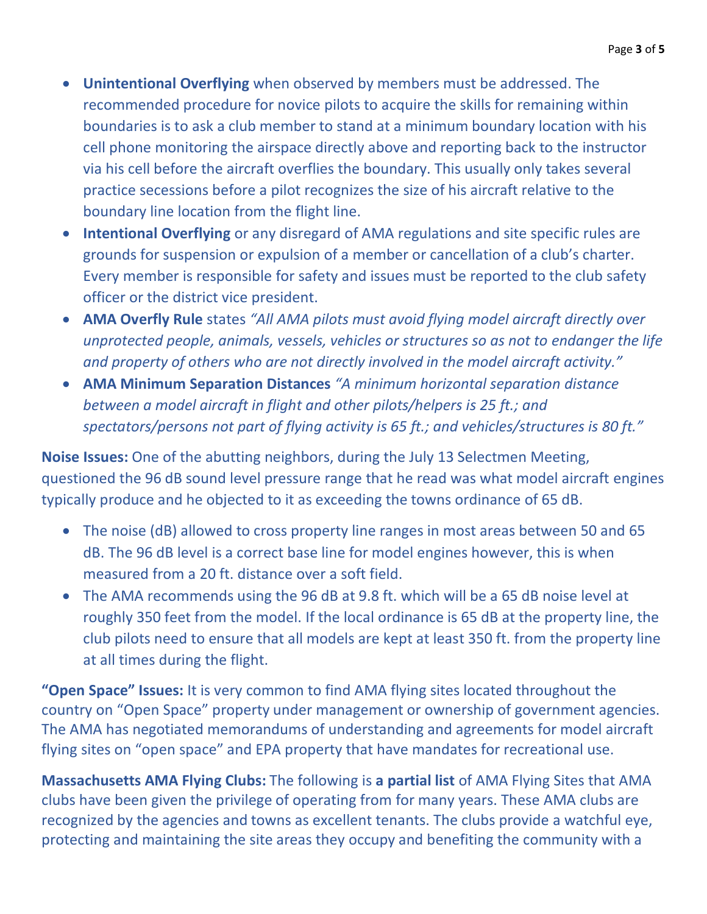- **Unintentional Overflying** when observed by members must be addressed. The recommended procedure for novice pilots to acquire the skills for remaining within boundaries is to ask a club member to stand at a minimum boundary location with his cell phone monitoring the airspace directly above and reporting back to the instructor via his cell before the aircraft overflies the boundary. This usually only takes several practice secessions before a pilot recognizes the size of his aircraft relative to the boundary line location from the flight line.
- **Intentional Overflying** or any disregard of AMA regulations and site specific rules are grounds for suspension or expulsion of a member or cancellation of a club's charter. Every member is responsible for safety and issues must be reported to the club safety officer or the district vice president.
- **AMA Overfly Rule** states *"All AMA pilots must avoid flying model aircraft directly over unprotected people, animals, vessels, vehicles or structures so as not to endanger the life and property of others who are not directly involved in the model aircraft activity."*
- **AMA Minimum Separation Distances** *"A minimum horizontal separation distance between a model aircraft in flight and other pilots/helpers is 25 ft.; and spectators/persons not part of flying activity is 65 ft.; and vehicles/structures is 80 ft."*

**Noise Issues:** One of the abutting neighbors, during the July 13 Selectmen Meeting, questioned the 96 dB sound level pressure range that he read was what model aircraft engines typically produce and he objected to it as exceeding the towns ordinance of 65 dB.

- The noise (dB) allowed to cross property line ranges in most areas between 50 and 65 dB. The 96 dB level is a correct base line for model engines however, this is when measured from a 20 ft. distance over a soft field.
- The AMA recommends using the 96 dB at 9.8 ft. which will be a 65 dB noise level at roughly 350 feet from the model. If the local ordinance is 65 dB at the property line, the club pilots need to ensure that all models are kept at least 350 ft. from the property line at all times during the flight.

**"Open Space" Issues:** It is very common to find AMA flying sites located throughout the country on "Open Space" property under management or ownership of government agencies. The AMA has negotiated memorandums of understanding and agreements for model aircraft flying sites on "open space" and EPA property that have mandates for recreational use.

**Massachusetts AMA Flying Clubs:** The following is **a partial list** of AMA Flying Sites that AMA clubs have been given the privilege of operating from for many years. These AMA clubs are recognized by the agencies and towns as excellent tenants. The clubs provide a watchful eye, protecting and maintaining the site areas they occupy and benefiting the community with a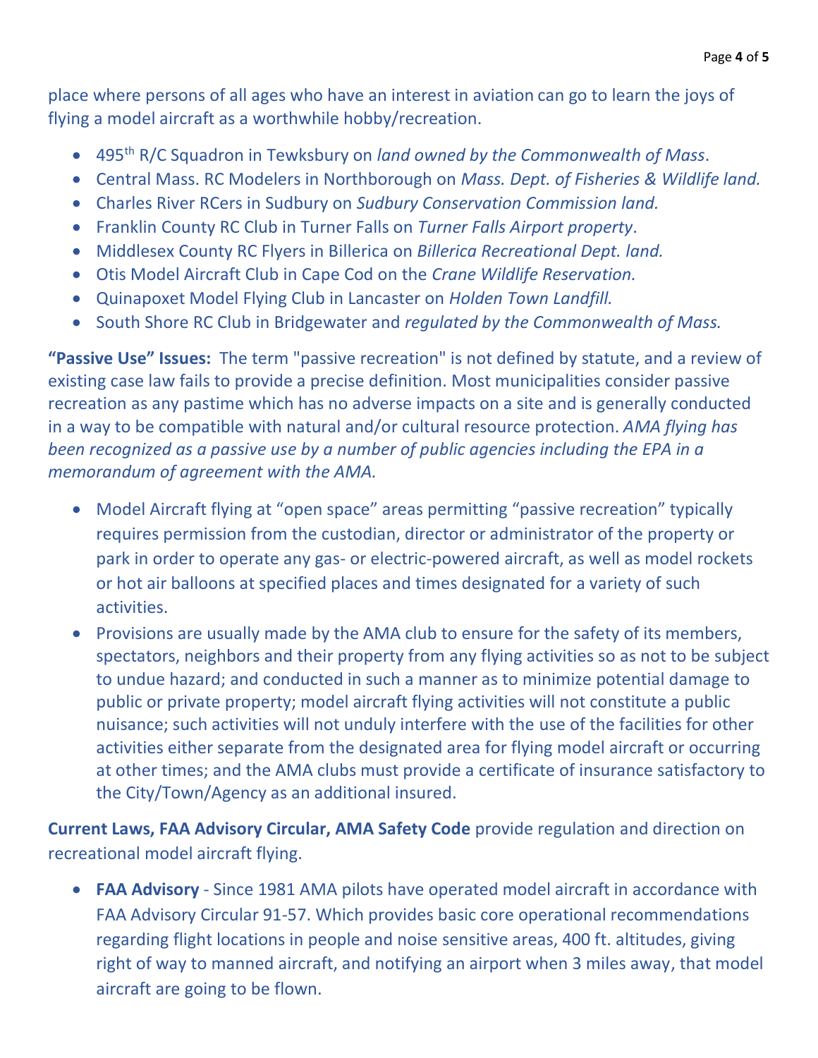place where persons of all ages who have an interest in aviation can go to learn the joys of flying a model aircraft as a worthwhile hobby/recreation.

- 495th R/C Squadron in Tewksbury on *land owned by the Commonwealth of Mass*.
- Central Mass. RC Modelers in Northborough on *Mass. Dept. of Fisheries & Wildlife land.*
- Charles River RCers in Sudbury on *Sudbury Conservation Commission land.*
- Franklin County RC Club in Turner Falls on *Turner Falls Airport property*.
- Middlesex County RC Flyers in Billerica on *Billerica Recreational Dept. land.*
- Otis Model Aircraft Club in Cape Cod on the *Crane Wildlife Reservation.*
- Quinapoxet Model Flying Club in Lancaster on *Holden Town Landfill.*
- South Shore RC Club in Bridgewater and *regulated by the Commonwealth of Mass.*

**"Passive Use" Issues:** The term "passive recreation" is not defined by statute, and a review of existing case law fails to provide a precise definition. Most municipalities consider passive recreation as any pastime which has no adverse impacts on a site and is generally conducted in a way to be compatible with natural and/or cultural resource protection. *AMA flying has been recognized as a passive use by a number of public agencies including the EPA in a memorandum of agreement with the AMA.*

- Model Aircraft flying at "open space" areas permitting "passive recreation" typically requires permission from the custodian, director or administrator of the property or park in order to operate any gas- or electric-powered aircraft, as well as model rockets or hot air balloons at specified places and times designated for a variety of such activities.
- Provisions are usually made by the AMA club to ensure for the safety of its members, spectators, neighbors and their property from any flying activities so as not to be subject to undue hazard; and conducted in such a manner as to minimize potential damage to public or private property; model aircraft flying activities will not constitute a public nuisance; such activities will not unduly interfere with the use of the facilities for other activities either separate from the designated area for flying model aircraft or occurring at other times; and the AMA clubs must provide a certificate of insurance satisfactory to the City/Town/Agency as an additional insured.

**Current Laws, FAA Advisory Circular, AMA Safety Code** provide regulation and direction on recreational model aircraft flying.

- **FAA Advisory** - Since 1981 AMA pilots have operated model aircraft in accordance with FAA Advisory Circular 91-57. Which provides basic core operational recommendations regarding flight locations in people and noise sensitive areas, 400 ft. altitudes, giving right of way to manned aircraft, and notifying an airport when 3 miles away, that model aircraft are going to be flown.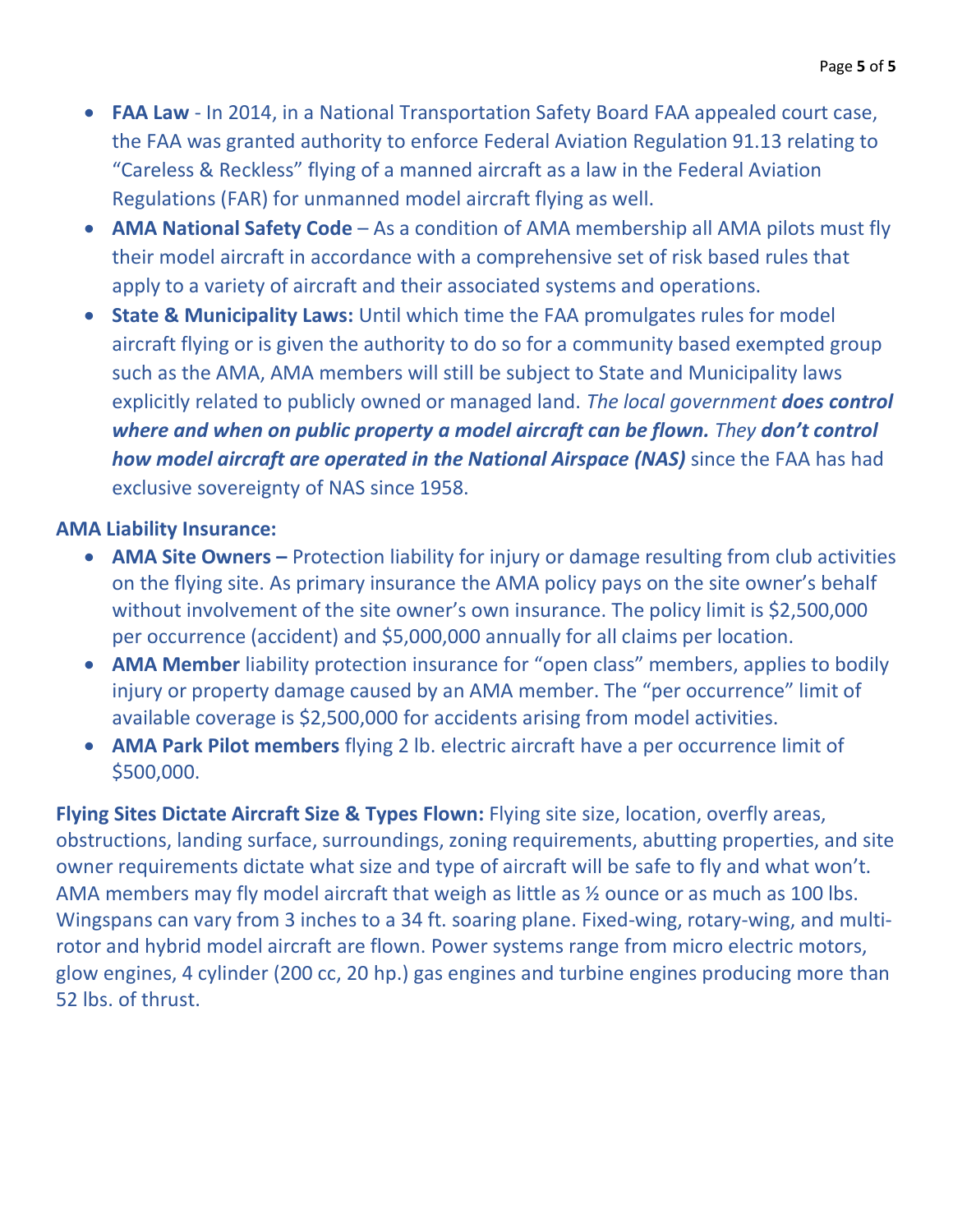- **FAA Law** - In 2014, in a National Transportation Safety Board FAA appealed court case, the FAA was granted authority to enforce Federal Aviation Regulation 91.13 relating to "Careless & Reckless" flying of a manned aircraft as a law in the Federal Aviation Regulations (FAR) for unmanned model aircraft flying as well.
- **AMA National Safety Code** – As a condition of AMA membership all AMA pilots must fly their model aircraft in accordance with a comprehensive set of risk based rules that apply to a variety of aircraft and their associated systems and operations.
- **State & Municipality Laws:** Until which time the FAA promulgates rules for model aircraft flying or is given the authority to do so for a community based exempted group such as the AMA, AMA members will still be subject to State and Municipality laws explicitly related to publicly owned or managed land. *The local government **does control where and when on public property a model aircraft can be flown.** They **don't control how model aircraft are operated in the National Airspace (NAS)*** since the FAA has had exclusive sovereignty of NAS since 1958.

**AMA Liability Insurance:**

- **AMA Site Owners –** Protection liability for injury or damage resulting from club activities on the flying site. As primary insurance the AMA policy pays on the site owner's behalf without involvement of the site owner's own insurance. The policy limit is $2,500,000 per occurrence (accident) and $5,000,000 annually for all claims per location.
- **AMA Member** liability protection insurance for "open class" members, applies to bodily injury or property damage caused by an AMA member. The "per occurrence" limit of available coverage is $2,500,000 for accidents arising from model activities.
- **AMA Park Pilot members** flying 2 lb. electric aircraft have a per occurrence limit of $500,000.

**Flying Sites Dictate Aircraft Size & Types Flown:** Flying site size, location, overfly areas, obstructions, landing surface, surroundings, zoning requirements, abutting properties, and site owner requirements dictate what size and type of aircraft will be safe to fly and what won't. AMA members may fly model aircraft that weigh as little as ½ ounce or as much as 100 lbs. Wingspans can vary from 3 inches to a 34 ft. soaring plane. Fixed-wing, rotary-wing, and multi-rotor and hybrid model aircraft are flown. Power systems range from micro electric motors, glow engines, 4 cylinder (200 cc, 20 hp.) gas engines and turbine engines producing more than 52 lbs. of thrust.